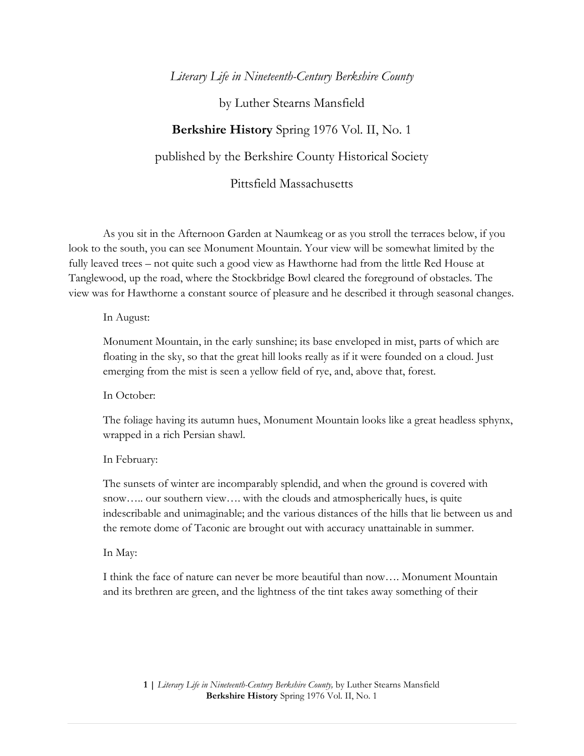*Literary Life in Nineteenth-Century Berkshire County*

by Luther Stearns Mansfield

**Berkshire History** Spring 1976 Vol. II, No. 1

published by the Berkshire County Historical Society

Pittsfield Massachusetts

As you sit in the Afternoon Garden at Naumkeag or as you stroll the terraces below, if you look to the south, you can see Monument Mountain. Your view will be somewhat limited by the fully leaved trees – not quite such a good view as Hawthorne had from the little Red House at Tanglewood, up the road, where the Stockbridge Bowl cleared the foreground of obstacles. The view was for Hawthorne a constant source of pleasure and he described it through seasonal changes.

In August:

> Monument Mountain, in the early sunshine; its base enveloped in mist, parts of which are floating in the sky, so that the great hill looks really as if it were founded on a cloud. Just emerging from the mist is seen a yellow field of rye, and, above that, forest.

In October:

> The foliage having its autumn hues, Monument Mountain looks like a great headless sphynx, wrapped in a rich Persian shawl.

In February:

> The sunsets of winter are incomparably splendid, and when the ground is covered with snow….. our southern view…. with the clouds and atmospherically hues, is quite indescribable and unimaginable; and the various distances of the hills that lie between us and the remote dome of Taconic are brought out with accuracy unattainable in summer.

In May:

> I think the face of nature can never be more beautiful than now…. Monument Mountain and its brethren are green, and the lightness of the tint takes away something of their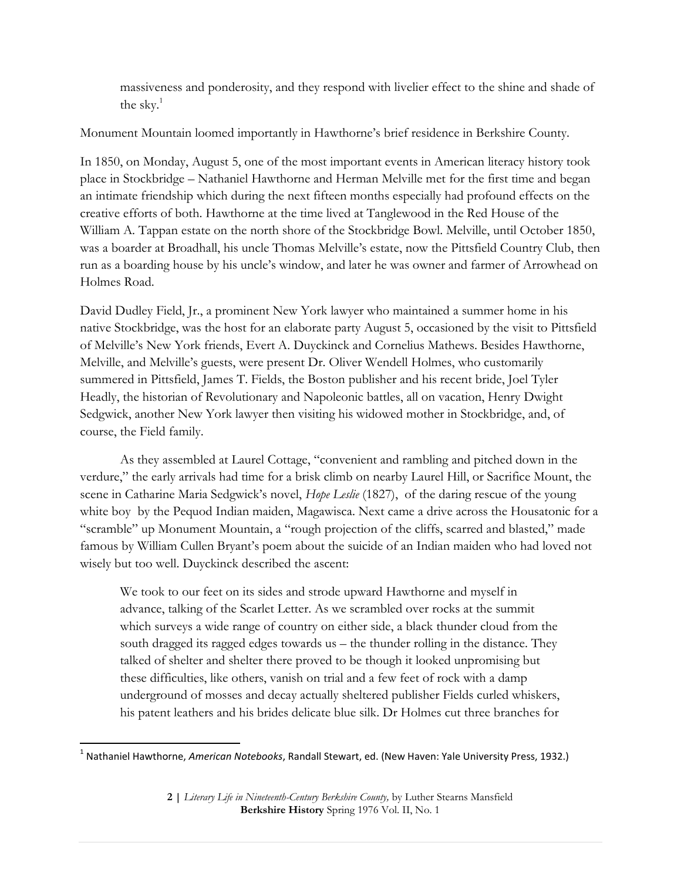massiveness and ponderosity, and they respond with livelier effect to the shine and shade of the sky.[1]

Monument Mountain loomed importantly in Hawthorne's brief residence in Berkshire County.

In 1850, on Monday, August 5, one of the most important events in American literacy history took place in Stockbridge – Nathaniel Hawthorne and Herman Melville met for the first time and began an intimate friendship which during the next fifteen months especially had profound effects on the creative efforts of both. Hawthorne at the time lived at Tanglewood in the Red House of the William A. Tappan estate on the north shore of the Stockbridge Bowl. Melville, until October 1850, was a boarder at Broadhall, his uncle Thomas Melville's estate, now the Pittsfield Country Club, then run as a boarding house by his uncle's window, and later he was owner and farmer of Arrowhead on Holmes Road.

David Dudley Field, Jr., a prominent New York lawyer who maintained a summer home in his native Stockbridge, was the host for an elaborate party August 5, occasioned by the visit to Pittsfield of Melville's New York friends, Evert A. Duyckinck and Cornelius Mathews. Besides Hawthorne, Melville, and Melville's guests, were present Dr. Oliver Wendell Holmes, who customarily summered in Pittsfield, James T. Fields, the Boston publisher and his recent bride, Joel Tyler Headly, the historian of Revolutionary and Napoleonic battles, all on vacation, Henry Dwight Sedgwick, another New York lawyer then visiting his widowed mother in Stockbridge, and, of course, the Field family.

As they assembled at Laurel Cottage, "convenient and rambling and pitched down in the verdure," the early arrivals had time for a brisk climb on nearby Laurel Hill, or Sacrifice Mount, the scene in Catharine Maria Sedgwick's novel, *Hope Leslie* (1827), of the daring rescue of the young white boy by the Pequod Indian maiden, Magawisca. Next came a drive across the Housatonic for a "scramble" up Monument Mountain, a "rough projection of the cliffs, scarred and blasted," made famous by William Cullen Bryant's poem about the suicide of an Indian maiden who had loved not wisely but too well. Duyckinck described the ascent:

> We took to our feet on its sides and strode upward Hawthorne and myself in advance, talking of the Scarlet Letter. As we scrambled over rocks at the summit which surveys a wide range of country on either side, a black thunder cloud from the south dragged its ragged edges towards us – the thunder rolling in the distance. They talked of shelter and shelter there proved to be though it looked unpromising but these difficulties, like others, vanish on trial and a few feet of rock with a damp underground of mosses and decay actually sheltered publisher Fields curled whiskers, his patent leathers and his brides delicate blue silk. Dr Holmes cut three branches for

---

[1] Nathaniel Hawthorne, *American Notebooks*, Randall Stewart, ed. (New Haven: Yale University Press, 1932.)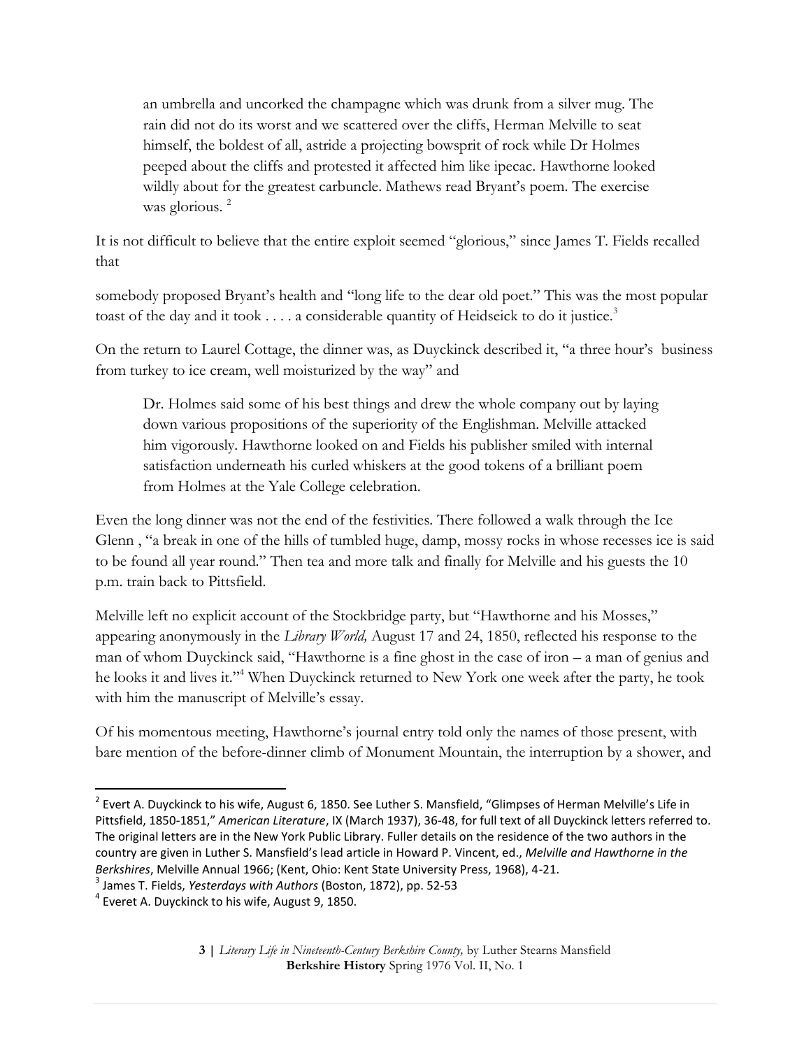> an umbrella and uncorked the champagne which was drunk from a silver mug. The rain did not do its worst and we scattered over the cliffs, Herman Melville to seat himself, the boldest of all, astride a projecting bowsprit of rock while Dr Holmes peeped about the cliffs and protested it affected him like ipecac. Hawthorne looked wildly about for the greatest carbuncle. Mathews read Bryant's poem. The exercise was glorious. [2]

It is not difficult to believe that the entire exploit seemed "glorious," since James T. Fields recalled that

somebody proposed Bryant's health and "long life to the dear old poet." This was the most popular toast of the day and it took . . . . a considerable quantity of Heidseick to do it justice.[3]

On the return to Laurel Cottage, the dinner was, as Duyckinck described it, "a three hour's business from turkey to ice cream, well moisturized by the way" and

> Dr. Holmes said some of his best things and drew the whole company out by laying down various propositions of the superiority of the Englishman. Melville attacked him vigorously. Hawthorne looked on and Fields his publisher smiled with internal satisfaction underneath his curled whiskers at the good tokens of a brilliant poem from Holmes at the Yale College celebration.

Even the long dinner was not the end of the festivities. There followed a walk through the Ice Glenn , "a break in one of the hills of tumbled huge, damp, mossy rocks in whose recesses ice is said to be found all year round." Then tea and more talk and finally for Melville and his guests the 10 p.m. train back to Pittsfield.

Melville left no explicit account of the Stockbridge party, but "Hawthorne and his Mosses," appearing anonymously in the *Library World,* August 17 and 24, 1850, reflected his response to the man of whom Duyckinck said, "Hawthorne is a fine ghost in the case of iron – a man of genius and he looks it and lives it."[4] When Duyckinck returned to New York one week after the party, he took with him the manuscript of Melville's essay.

Of his momentous meeting, Hawthorne's journal entry told only the names of those present, with bare mention of the before-dinner climb of Monument Mountain, the interruption by a shower, and

---

[2] Evert A. Duyckinck to his wife, August 6, 1850. See Luther S. Mansfield, "Glimpses of Herman Melville's Life in Pittsfield, 1850-1851," *American Literature*, IX (March 1937), 36-48, for full text of all Duyckinck letters referred to. The original letters are in the New York Public Library. Fuller details on the residence of the two authors in the country are given in Luther S. Mansfield's lead article in Howard P. Vincent, ed., *Melville and Hawthorne in the Berkshires*, Melville Annual 1966; (Kent, Ohio: Kent State University Press, 1968), 4-21.

[3] James T. Fields, *Yesterdays with Authors* (Boston, 1872), pp. 52-53

[4] Everet A. Duyckinck to his wife, August 9, 1850.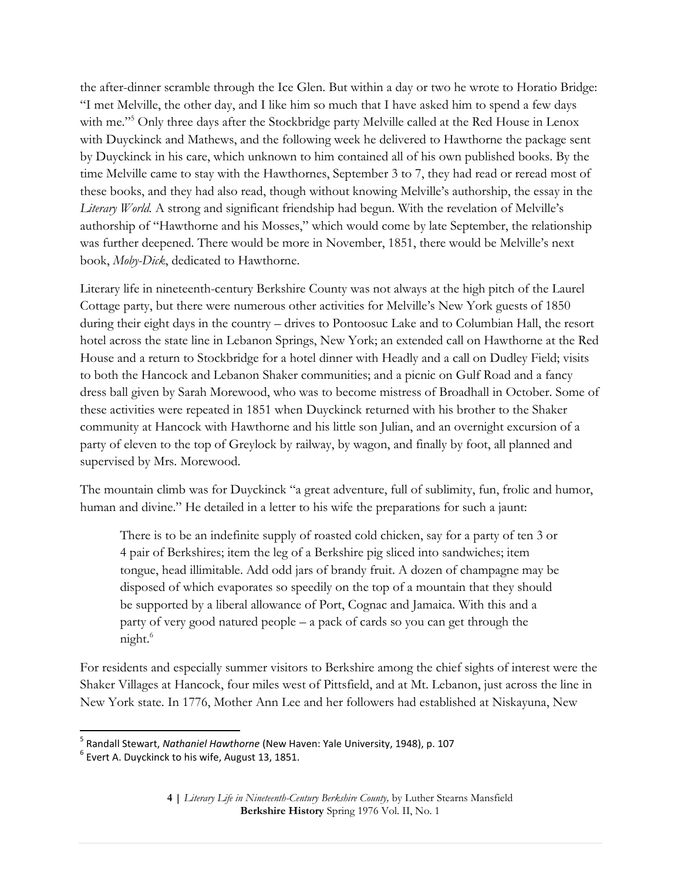the after-dinner scramble through the Ice Glen. But within a day or two he wrote to Horatio Bridge: "I met Melville, the other day, and I like him so much that I have asked him to spend a few days with me."[5] Only three days after the Stockbridge party Melville called at the Red House in Lenox with Duyckinck and Mathews, and the following week he delivered to Hawthorne the package sent by Duyckinck in his care, which unknown to him contained all of his own published books. By the time Melville came to stay with the Hawthornes, September 3 to 7, they had read or reread most of these books, and they had also read, though without knowing Melville's authorship, the essay in the *Literary World.* A strong and significant friendship had begun. With the revelation of Melville's authorship of "Hawthorne and his Mosses," which would come by late September, the relationship was further deepened. There would be more in November, 1851, there would be Melville's next book, *Moby-Dick*, dedicated to Hawthorne.

Literary life in nineteenth-century Berkshire County was not always at the high pitch of the Laurel Cottage party, but there were numerous other activities for Melville's New York guests of 1850 during their eight days in the country – drives to Pontoosuc Lake and to Columbian Hall, the resort hotel across the state line in Lebanon Springs, New York; an extended call on Hawthorne at the Red House and a return to Stockbridge for a hotel dinner with Headly and a call on Dudley Field; visits to both the Hancock and Lebanon Shaker communities; and a picnic on Gulf Road and a fancy dress ball given by Sarah Morewood, who was to become mistress of Broadhall in October. Some of these activities were repeated in 1851 when Duyckinck returned with his brother to the Shaker community at Hancock with Hawthorne and his little son Julian, and an overnight excursion of a party of eleven to the top of Greylock by railway, by wagon, and finally by foot, all planned and supervised by Mrs. Morewood.

The mountain climb was for Duyckinck "a great adventure, full of sublimity, fun, frolic and humor, human and divine." He detailed in a letter to his wife the preparations for such a jaunt:

> There is to be an indefinite supply of roasted cold chicken, say for a party of ten 3 or 4 pair of Berkshires; item the leg of a Berkshire pig sliced into sandwiches; item tongue, head illimitable. Add odd jars of brandy fruit. A dozen of champagne may be disposed of which evaporates so speedily on the top of a mountain that they should be supported by a liberal allowance of Port, Cognac and Jamaica. With this and a party of very good natured people – a pack of cards so you can get through the night.[6]

For residents and especially summer visitors to Berkshire among the chief sights of interest were the Shaker Villages at Hancock, four miles west of Pittsfield, and at Mt. Lebanon, just across the line in New York state. In 1776, Mother Ann Lee and her followers had established at Niskayuna, New

---

[5] Randall Stewart, *Nathaniel Hawthorne* (New Haven: Yale University, 1948), p. 107

[6] Evert A. Duyckinck to his wife, August 13, 1851.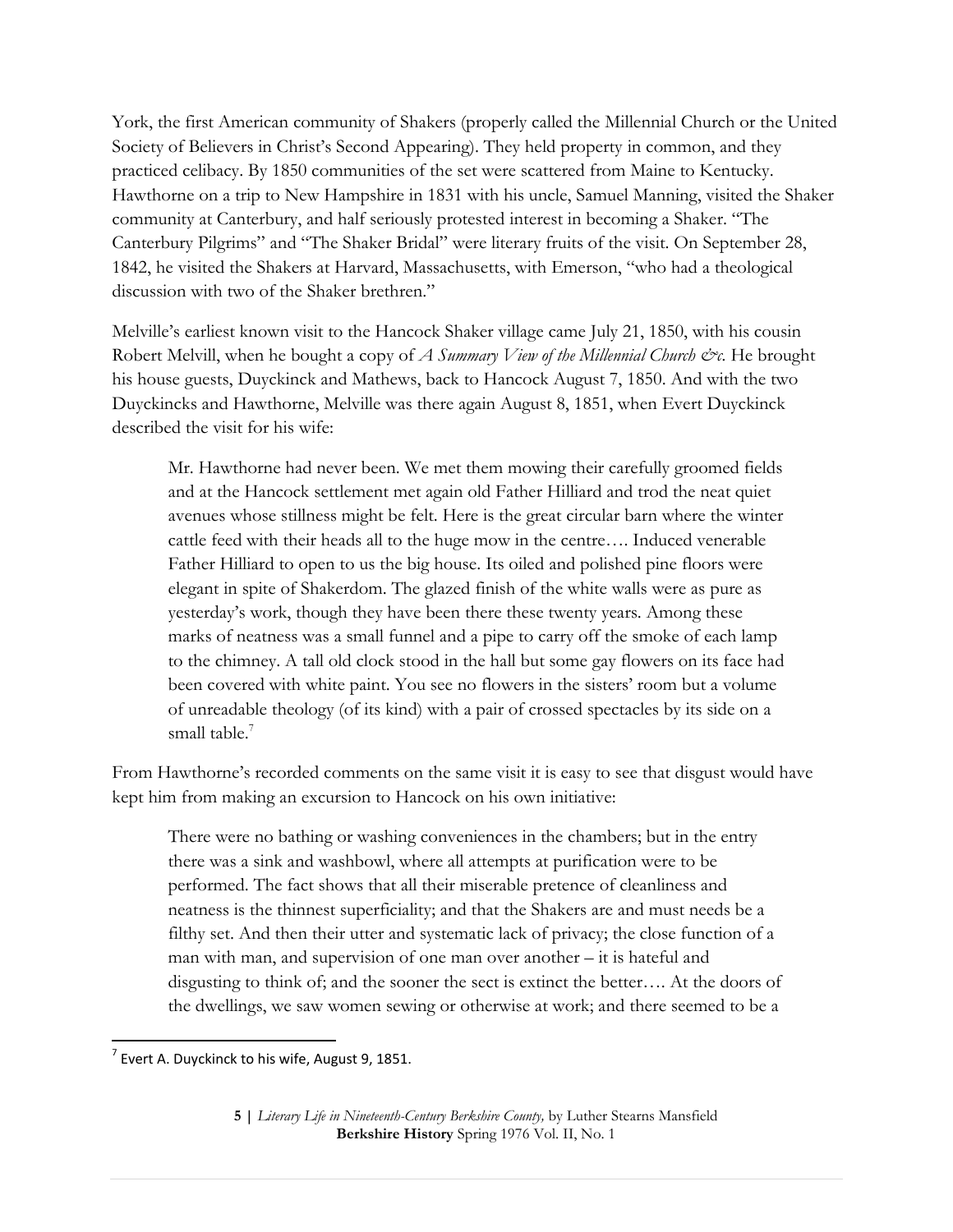York, the first American community of Shakers (properly called the Millennial Church or the United Society of Believers in Christ's Second Appearing). They held property in common, and they practiced celibacy. By 1850 communities of the set were scattered from Maine to Kentucky. Hawthorne on a trip to New Hampshire in 1831 with his uncle, Samuel Manning, visited the Shaker community at Canterbury, and half seriously protested interest in becoming a Shaker. "The Canterbury Pilgrims" and "The Shaker Bridal" were literary fruits of the visit. On September 28, 1842, he visited the Shakers at Harvard, Massachusetts, with Emerson, "who had a theological discussion with two of the Shaker brethren."

Melville's earliest known visit to the Hancock Shaker village came July 21, 1850, with his cousin Robert Melvill, when he bought a copy of *A Summary View of the Millennial Church &c.* He brought his house guests, Duyckinck and Mathews, back to Hancock August 7, 1850. And with the two Duyckincks and Hawthorne, Melville was there again August 8, 1851, when Evert Duyckinck described the visit for his wife:

> Mr. Hawthorne had never been. We met them mowing their carefully groomed fields and at the Hancock settlement met again old Father Hilliard and trod the neat quiet avenues whose stillness might be felt. Here is the great circular barn where the winter cattle feed with their heads all to the huge mow in the centre…. Induced venerable Father Hilliard to open to us the big house. Its oiled and polished pine floors were elegant in spite of Shakerdom. The glazed finish of the white walls were as pure as yesterday's work, though they have been there these twenty years. Among these marks of neatness was a small funnel and a pipe to carry off the smoke of each lamp to the chimney. A tall old clock stood in the hall but some gay flowers on its face had been covered with white paint. You see no flowers in the sisters' room but a volume of unreadable theology (of its kind) with a pair of crossed spectacles by its side on a small table.[7]

From Hawthorne's recorded comments on the same visit it is easy to see that disgust would have kept him from making an excursion to Hancock on his own initiative:

> There were no bathing or washing conveniences in the chambers; but in the entry there was a sink and washbowl, where all attempts at purification were to be performed. The fact shows that all their miserable pretence of cleanliness and neatness is the thinnest superficiality; and that the Shakers are and must needs be a filthy set. And then their utter and systematic lack of privacy; the close function of a man with man, and supervision of one man over another – it is hateful and disgusting to think of; and the sooner the sect is extinct the better…. At the doors of the dwellings, we saw women sewing or otherwise at work; and there seemed to be a

[7] Evert A. Duyckinck to his wife, August 9, 1851.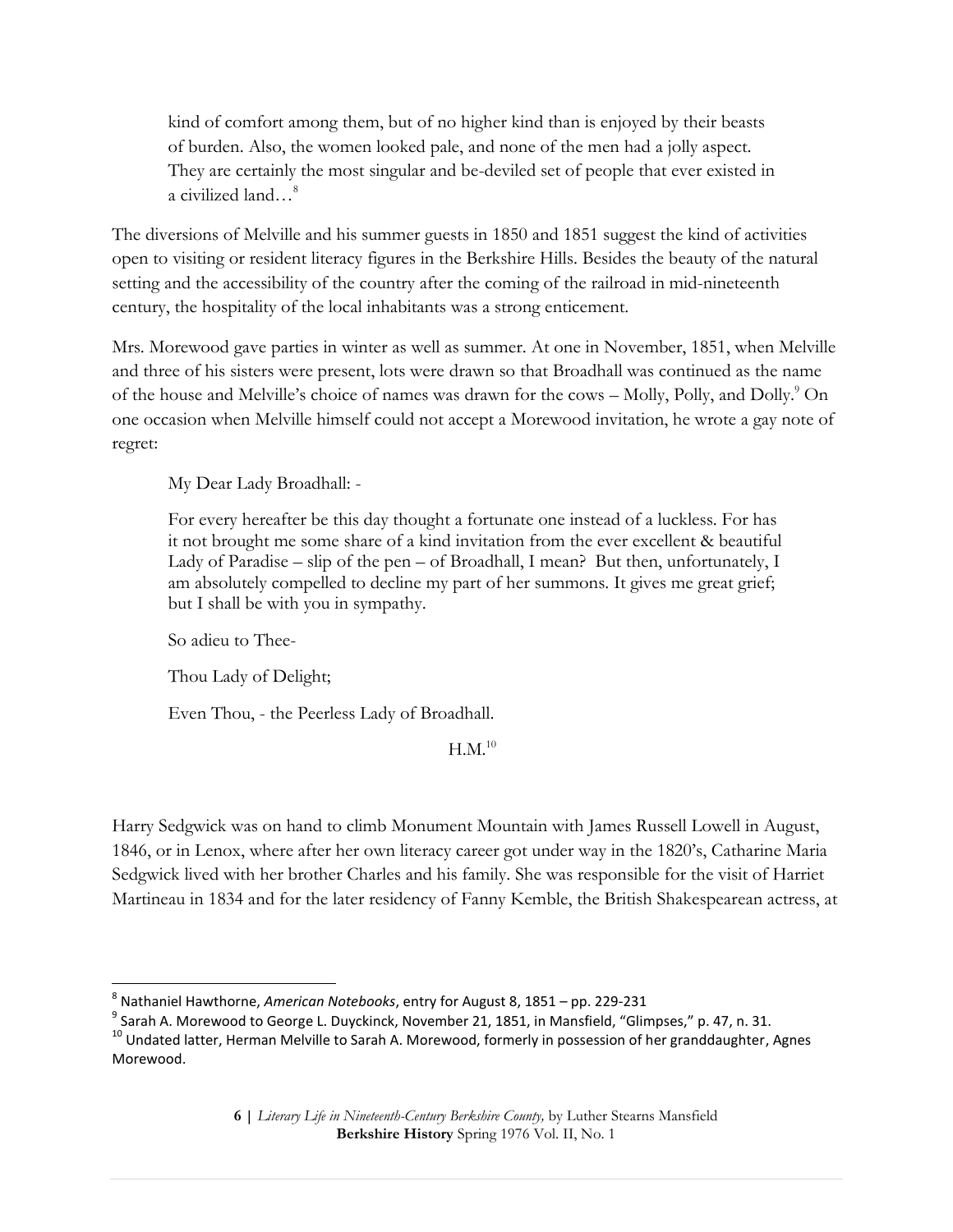> kind of comfort among them, but of no higher kind than is enjoyed by their beasts of burden. Also, the women looked pale, and none of the men had a jolly aspect. They are certainly the most singular and be-deviled set of people that ever existed in a civilized land…[8]

The diversions of Melville and his summer guests in 1850 and 1851 suggest the kind of activities open to visiting or resident literacy figures in the Berkshire Hills. Besides the beauty of the natural setting and the accessibility of the country after the coming of the railroad in mid-nineteenth century, the hospitality of the local inhabitants was a strong enticement.

Mrs. Morewood gave parties in winter as well as summer. At one in November, 1851, when Melville and three of his sisters were present, lots were drawn so that Broadhall was continued as the name of the house and Melville's choice of names was drawn for the cows – Molly, Polly, and Dolly.[9] On one occasion when Melville himself could not accept a Morewood invitation, he wrote a gay note of regret:

> My Dear Lady Broadhall: -
>
> For every hereafter be this day thought a fortunate one instead of a luckless. For has it not brought me some share of a kind invitation from the ever excellent & beautiful Lady of Paradise – slip of the pen – of Broadhall, I mean? But then, unfortunately, I am absolutely compelled to decline my part of her summons. It gives me great grief; but I shall be with you in sympathy.
>
> So adieu to Thee-
>
> Thou Lady of Delight;
>
> Even Thou, - the Peerless Lady of Broadhall.
>
> H.M.[10]

Harry Sedgwick was on hand to climb Monument Mountain with James Russell Lowell in August, 1846, or in Lenox, where after her own literacy career got under way in the 1820's, Catharine Maria Sedgwick lived with her brother Charles and his family. She was responsible for the visit of Harriet Martineau in 1834 and for the later residency of Fanny Kemble, the British Shakespearean actress, at

---

[8] Nathaniel Hawthorne, *American Notebooks*, entry for August 8, 1851 – pp. 229-231

[9] Sarah A. Morewood to George L. Duyckinck, November 21, 1851, in Mansfield, "Glimpses," p. 47, n. 31.

[10] Undated latter, Herman Melville to Sarah A. Morewood, formerly in possession of her granddaughter, Agnes Morewood.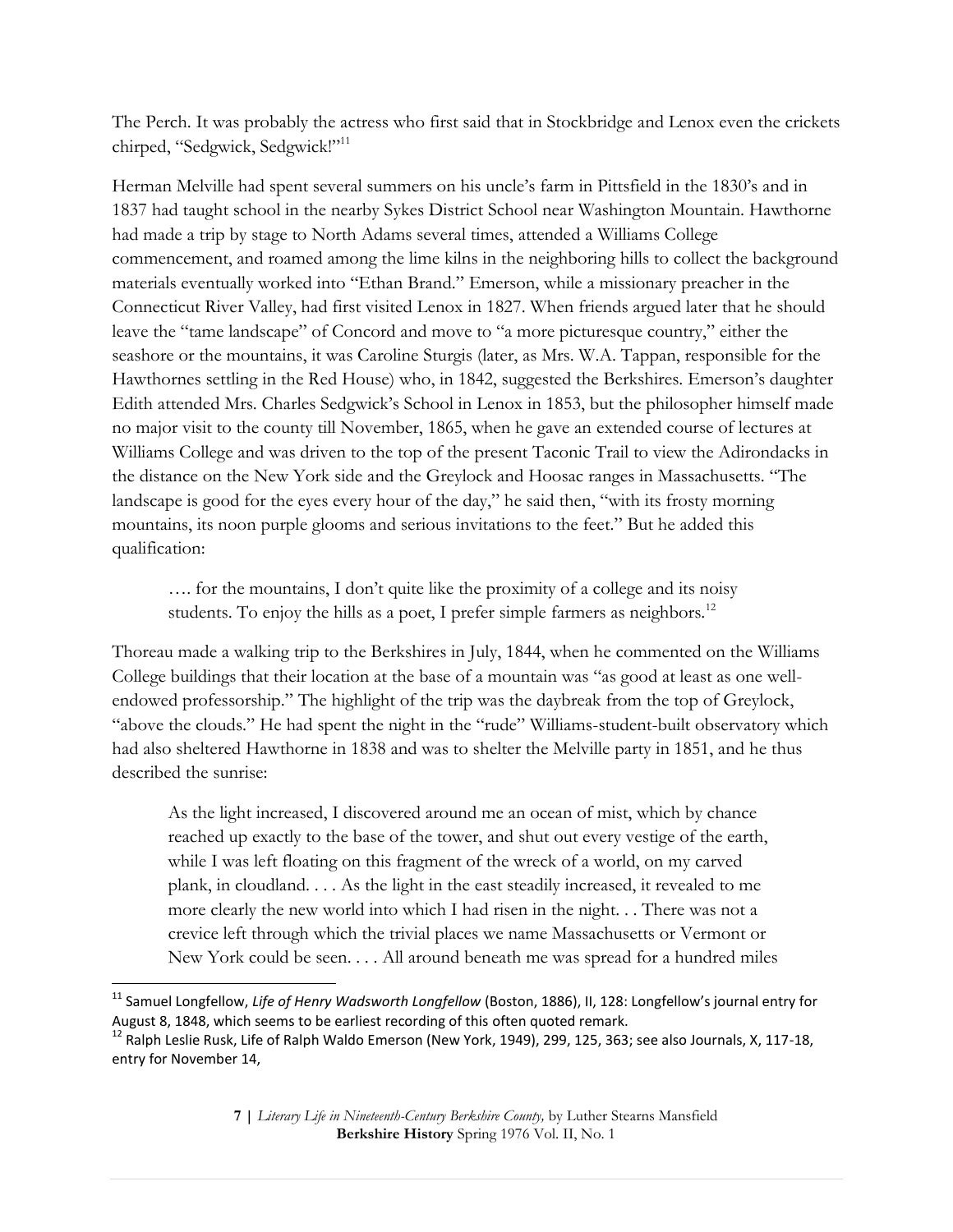The Perch. It was probably the actress who first said that in Stockbridge and Lenox even the crickets chirped, "Sedgwick, Sedgwick!"[11]

Herman Melville had spent several summers on his uncle's farm in Pittsfield in the 1830's and in 1837 had taught school in the nearby Sykes District School near Washington Mountain. Hawthorne had made a trip by stage to North Adams several times, attended a Williams College commencement, and roamed among the lime kilns in the neighboring hills to collect the background materials eventually worked into "Ethan Brand." Emerson, while a missionary preacher in the Connecticut River Valley, had first visited Lenox in 1827. When friends argued later that he should leave the "tame landscape" of Concord and move to "a more picturesque country," either the seashore or the mountains, it was Caroline Sturgis (later, as Mrs. W.A. Tappan, responsible for the Hawthornes settling in the Red House) who, in 1842, suggested the Berkshires. Emerson's daughter Edith attended Mrs. Charles Sedgwick's School in Lenox in 1853, but the philosopher himself made no major visit to the county till November, 1865, when he gave an extended course of lectures at Williams College and was driven to the top of the present Taconic Trail to view the Adirondacks in the distance on the New York side and the Greylock and Hoosac ranges in Massachusetts. "The landscape is good for the eyes every hour of the day," he said then, "with its frosty morning mountains, its noon purple glooms and serious invitations to the feet." But he added this qualification:

> …. for the mountains, I don't quite like the proximity of a college and its noisy students. To enjoy the hills as a poet, I prefer simple farmers as neighbors.[12]

Thoreau made a walking trip to the Berkshires in July, 1844, when he commented on the Williams College buildings that their location at the base of a mountain was "as good at least as one well-endowed professorship." The highlight of the trip was the daybreak from the top of Greylock, "above the clouds." He had spent the night in the "rude" Williams-student-built observatory which had also sheltered Hawthorne in 1838 and was to shelter the Melville party in 1851, and he thus described the sunrise:

> As the light increased, I discovered around me an ocean of mist, which by chance reached up exactly to the base of the tower, and shut out every vestige of the earth, while I was left floating on this fragment of the wreck of a world, on my carved plank, in cloudland. . . . As the light in the east steadily increased, it revealed to me more clearly the new world into which I had risen in the night. . . There was not a crevice left through which the trivial places we name Massachusetts or Vermont or New York could be seen. . . . All around beneath me was spread for a hundred miles

---

[11] Samuel Longfellow, *Life of Henry Wadsworth Longfellow* (Boston, 1886), II, 128: Longfellow's journal entry for August 8, 1848, which seems to be earliest recording of this often quoted remark.

[12] Ralph Leslie Rusk, Life of Ralph Waldo Emerson (New York, 1949), 299, 125, 363; see also Journals, X, 117-18, entry for November 14,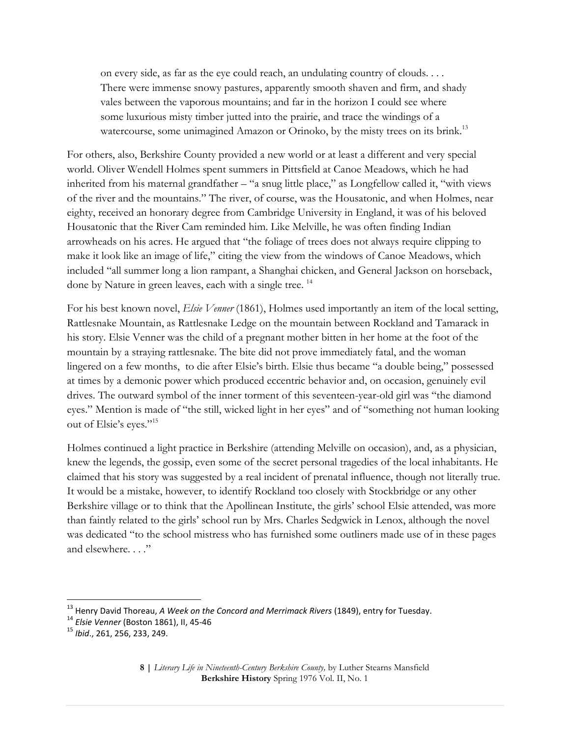> on every side, as far as the eye could reach, an undulating country of clouds. . . . There were immense snowy pastures, apparently smooth shaven and firm, and shady vales between the vaporous mountains; and far in the horizon I could see where some luxurious misty timber jutted into the prairie, and trace the windings of a watercourse, some unimagined Amazon or Orinoko, by the misty trees on its brink.[13]

For others, also, Berkshire County provided a new world or at least a different and very special world. Oliver Wendell Holmes spent summers in Pittsfield at Canoe Meadows, which he had inherited from his maternal grandfather – "a snug little place," as Longfellow called it, "with views of the river and the mountains." The river, of course, was the Housatonic, and when Holmes, near eighty, received an honorary degree from Cambridge University in England, it was of his beloved Housatonic that the River Cam reminded him. Like Melville, he was often finding Indian arrowheads on his acres. He argued that "the foliage of trees does not always require clipping to make it look like an image of life," citing the view from the windows of Canoe Meadows, which included "all summer long a lion rampant, a Shanghai chicken, and General Jackson on horseback, done by Nature in green leaves, each with a single tree. [14]

For his best known novel, *Elsie Venner* (1861), Holmes used importantly an item of the local setting, Rattlesnake Mountain, as Rattlesnake Ledge on the mountain between Rockland and Tamarack in his story. Elsie Venner was the child of a pregnant mother bitten in her home at the foot of the mountain by a straying rattlesnake. The bite did not prove immediately fatal, and the woman lingered on a few months, to die after Elsie's birth. Elsie thus became "a double being," possessed at times by a demonic power which produced eccentric behavior and, on occasion, genuinely evil drives. The outward symbol of the inner torment of this seventeen-year-old girl was "the diamond eyes." Mention is made of "the still, wicked light in her eyes" and of "something not human looking out of Elsie's eyes."[15]

Holmes continued a light practice in Berkshire (attending Melville on occasion), and, as a physician, knew the legends, the gossip, even some of the secret personal tragedies of the local inhabitants. He claimed that his story was suggested by a real incident of prenatal influence, though not literally true. It would be a mistake, however, to identify Rockland too closely with Stockbridge or any other Berkshire village or to think that the Apollinean Institute, the girls' school Elsie attended, was more than faintly related to the girls' school run by Mrs. Charles Sedgwick in Lenox, although the novel was dedicated "to the school mistress who has furnished some outliners made use of in these pages and elsewhere. . . ."

---

[13] Henry David Thoreau, *A Week on the Concord and Merrimack Rivers* (1849), entry for Tuesday.

[14] *Elsie Venner* (Boston 1861), II, 45-46

[15] *Ibid*., 261, 256, 233, 249.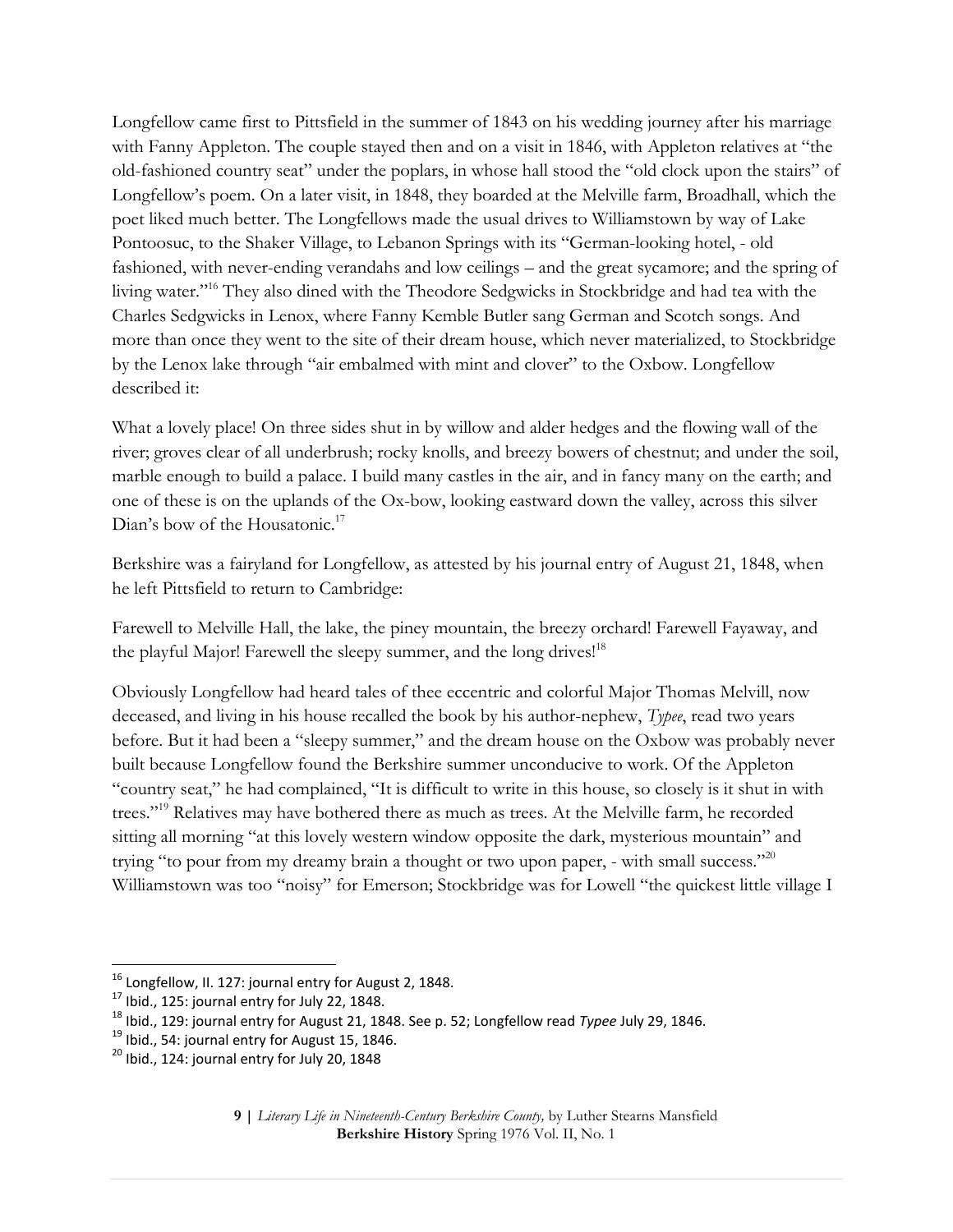Longfellow came first to Pittsfield in the summer of 1843 on his wedding journey after his marriage with Fanny Appleton. The couple stayed then and on a visit in 1846, with Appleton relatives at "the old-fashioned country seat" under the poplars, in whose hall stood the "old clock upon the stairs" of Longfellow's poem. On a later visit, in 1848, they boarded at the Melville farm, Broadhall, which the poet liked much better. The Longfellows made the usual drives to Williamstown by way of Lake Pontoosuc, to the Shaker Village, to Lebanon Springs with its "German-looking hotel, - old fashioned, with never-ending verandahs and low ceilings – and the great sycamore; and the spring of living water."[16] They also dined with the Theodore Sedgwicks in Stockbridge and had tea with the Charles Sedgwicks in Lenox, where Fanny Kemble Butler sang German and Scotch songs. And more than once they went to the site of their dream house, which never materialized, to Stockbridge by the Lenox lake through "air embalmed with mint and clover" to the Oxbow. Longfellow described it:

What a lovely place! On three sides shut in by willow and alder hedges and the flowing wall of the river; groves clear of all underbrush; rocky knolls, and breezy bowers of chestnut; and under the soil, marble enough to build a palace. I build many castles in the air, and in fancy many on the earth; and one of these is on the uplands of the Ox-bow, looking eastward down the valley, across this silver Dian's bow of the Housatonic.[17]

Berkshire was a fairyland for Longfellow, as attested by his journal entry of August 21, 1848, when he left Pittsfield to return to Cambridge:

Farewell to Melville Hall, the lake, the piney mountain, the breezy orchard! Farewell Fayaway, and the playful Major! Farewell the sleepy summer, and the long drives![18]

Obviously Longfellow had heard tales of thee eccentric and colorful Major Thomas Melvill, now deceased, and living in his house recalled the book by his author-nephew, *Typee*, read two years before. But it had been a "sleepy summer," and the dream house on the Oxbow was probably never built because Longfellow found the Berkshire summer unconducive to work. Of the Appleton "country seat," he had complained, "It is difficult to write in this house, so closely is it shut in with trees."[19] Relatives may have bothered there as much as trees. At the Melville farm, he recorded sitting all morning "at this lovely western window opposite the dark, mysterious mountain" and trying "to pour from my dreamy brain a thought or two upon paper, - with small success."[20] Williamstown was too "noisy" for Emerson; Stockbridge was for Lowell "the quickest little village I

---

[16] Longfellow, II. 127: journal entry for August 2, 1848.
[17] Ibid., 125: journal entry for July 22, 1848.
[18] Ibid., 129: journal entry for August 21, 1848. See p. 52; Longfellow read *Typee* July 29, 1846.
[19] Ibid., 54: journal entry for August 15, 1846.
[20] Ibid., 124: journal entry for July 20, 1848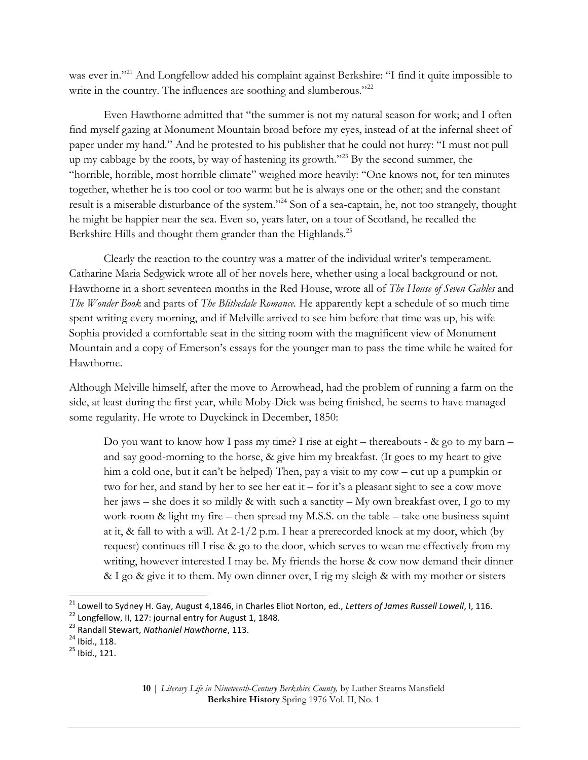was ever in."[21] And Longfellow added his complaint against Berkshire: "I find it quite impossible to write in the country. The influences are soothing and slumberous."[22]

Even Hawthorne admitted that "the summer is not my natural season for work; and I often find myself gazing at Monument Mountain broad before my eyes, instead of at the infernal sheet of paper under my hand." And he protested to his publisher that he could not hurry: "I must not pull up my cabbage by the roots, by way of hastening its growth."[23] By the second summer, the "horrible, horrible, most horrible climate" weighed more heavily: "One knows not, for ten minutes together, whether he is too cool or too warm: but he is always one or the other; and the constant result is a miserable disturbance of the system."[24] Son of a sea-captain, he, not too strangely, thought he might be happier near the sea. Even so, years later, on a tour of Scotland, he recalled the Berkshire Hills and thought them grander than the Highlands.[25]

Clearly the reaction to the country was a matter of the individual writer's temperament. Catharine Maria Sedgwick wrote all of her novels here, whether using a local background or not. Hawthorne in a short seventeen months in the Red House, wrote all of *The House of Seven Gables* and *The Wonder Book* and parts of *The Blithedale Romance.* He apparently kept a schedule of so much time spent writing every morning, and if Melville arrived to see him before that time was up, his wife Sophia provided a comfortable seat in the sitting room with the magnificent view of Monument Mountain and a copy of Emerson's essays for the younger man to pass the time while he waited for Hawthorne.

Although Melville himself, after the move to Arrowhead, had the problem of running a farm on the side, at least during the first year, while Moby-Dick was being finished, he seems to have managed some regularity. He wrote to Duyckinck in December, 1850:

> Do you want to know how I pass my time? I rise at eight – thereabouts - & go to my barn – and say good-morning to the horse, & give him my breakfast. (It goes to my heart to give him a cold one, but it can't be helped) Then, pay a visit to my cow – cut up a pumpkin or two for her, and stand by her to see her eat it – for it's a pleasant sight to see a cow move her jaws – she does it so mildly & with such a sanctity – My own breakfast over, I go to my work-room & light my fire – then spread my M.S.S. on the table – take one business squint at it, & fall to with a will. At 2-1/2 p.m. I hear a prerecorded knock at my door, which (by request) continues till I rise & go to the door, which serves to wean me effectively from my writing, however interested I may be. My friends the horse & cow now demand their dinner & I go & give it to them. My own dinner over, I rig my sleigh & with my mother or sisters

---

[21] Lowell to Sydney H. Gay, August 4,1846, in Charles Eliot Norton, ed., *Letters of James Russell Lowell*, I, 116.

[22] Longfellow, II, 127: journal entry for August 1, 1848.

[23] Randall Stewart, *Nathaniel Hawthorne*, 113.

[24] Ibid., 118.

[25] Ibid., 121.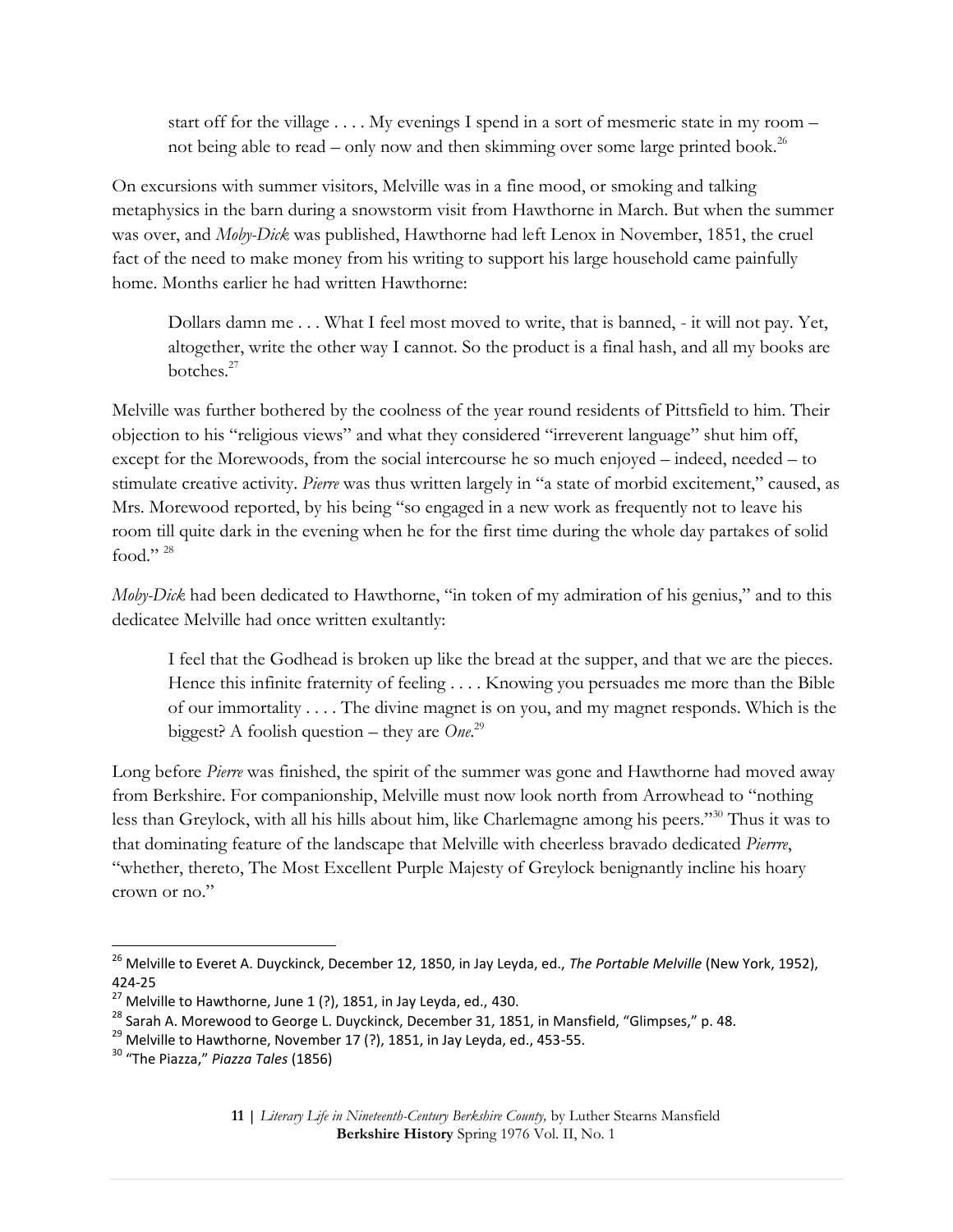> start off for the village . . . . My evenings I spend in a sort of mesmeric state in my room – not being able to read – only now and then skimming over some large printed book.[26]

On excursions with summer visitors, Melville was in a fine mood, or smoking and talking metaphysics in the barn during a snowstorm visit from Hawthorne in March. But when the summer was over, and *Moby-Dick* was published, Hawthorne had left Lenox in November, 1851, the cruel fact of the need to make money from his writing to support his large household came painfully home. Months earlier he had written Hawthorne:

> Dollars damn me . . . What I feel most moved to write, that is banned, - it will not pay. Yet, altogether, write the other way I cannot. So the product is a final hash, and all my books are botches.[27]

Melville was further bothered by the coolness of the year round residents of Pittsfield to him. Their objection to his "religious views" and what they considered "irreverent language" shut him off, except for the Morewoods, from the social intercourse he so much enjoyed – indeed, needed – to stimulate creative activity. *Pierre* was thus written largely in "a state of morbid excitement," caused, as Mrs. Morewood reported, by his being "so engaged in a new work as frequently not to leave his room till quite dark in the evening when he for the first time during the whole day partakes of solid food." [28]

*Moby-Dick* had been dedicated to Hawthorne, "in token of my admiration of his genius," and to this dedicatee Melville had once written exultantly:

> I feel that the Godhead is broken up like the bread at the supper, and that we are the pieces. Hence this infinite fraternity of feeling . . . . Knowing you persuades me more than the Bible of our immortality . . . . The divine magnet is on you, and my magnet responds. Which is the biggest? A foolish question – they are *One*.[29]

Long before *Pierre* was finished, the spirit of the summer was gone and Hawthorne had moved away from Berkshire. For companionship, Melville must now look north from Arrowhead to "nothing less than Greylock, with all his hills about him, like Charlemagne among his peers."[30] Thus it was to that dominating feature of the landscape that Melville with cheerless bravado dedicated *Pierrre*, "whether, thereto, The Most Excellent Purple Majesty of Greylock benignantly incline his hoary crown or no."

---

[26] Melville to Everet A. Duyckinck, December 12, 1850, in Jay Leyda, ed., *The Portable Melville* (New York, 1952), 424-25

[27] Melville to Hawthorne, June 1 (?), 1851, in Jay Leyda, ed., 430.

[28] Sarah A. Morewood to George L. Duyckinck, December 31, 1851, in Mansfield, "Glimpses," p. 48.

[29] Melville to Hawthorne, November 17 (?), 1851, in Jay Leyda, ed., 453-55.

[30] "The Piazza," *Piazza Tales* (1856)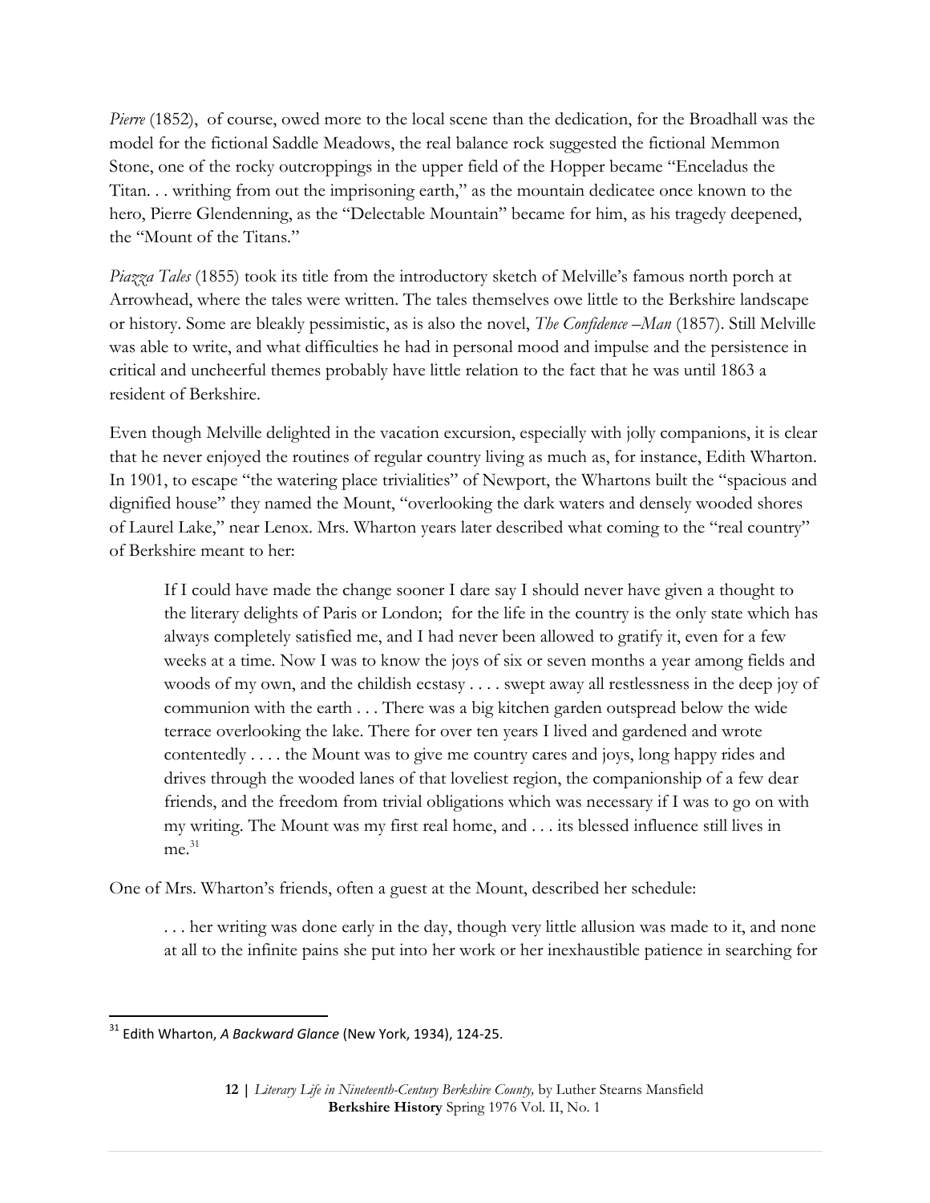*Pierre* (1852), of course, owed more to the local scene than the dedication, for the Broadhall was the model for the fictional Saddle Meadows, the real balance rock suggested the fictional Memmon Stone, one of the rocky outcroppings in the upper field of the Hopper became "Enceladus the Titan. . . writhing from out the imprisoning earth," as the mountain dedicatee once known to the hero, Pierre Glendenning, as the "Delectable Mountain" became for him, as his tragedy deepened, the "Mount of the Titans."

*Piazza Tales* (1855) took its title from the introductory sketch of Melville's famous north porch at Arrowhead, where the tales were written. The tales themselves owe little to the Berkshire landscape or history. Some are bleakly pessimistic, as is also the novel, *The Confidence –Man* (1857). Still Melville was able to write, and what difficulties he had in personal mood and impulse and the persistence in critical and uncheerful themes probably have little relation to the fact that he was until 1863 a resident of Berkshire.

Even though Melville delighted in the vacation excursion, especially with jolly companions, it is clear that he never enjoyed the routines of regular country living as much as, for instance, Edith Wharton. In 1901, to escape "the watering place trivialities" of Newport, the Whartons built the "spacious and dignified house" they named the Mount, "overlooking the dark waters and densely wooded shores of Laurel Lake," near Lenox. Mrs. Wharton years later described what coming to the "real country" of Berkshire meant to her:

> If I could have made the change sooner I dare say I should never have given a thought to the literary delights of Paris or London; for the life in the country is the only state which has always completely satisfied me, and I had never been allowed to gratify it, even for a few weeks at a time. Now I was to know the joys of six or seven months a year among fields and woods of my own, and the childish ecstasy . . . . swept away all restlessness in the deep joy of communion with the earth . . . There was a big kitchen garden outspread below the wide terrace overlooking the lake. There for over ten years I lived and gardened and wrote contentedly . . . . the Mount was to give me country cares and joys, long happy rides and drives through the wooded lanes of that loveliest region, the companionship of a few dear friends, and the freedom from trivial obligations which was necessary if I was to go on with my writing. The Mount was my first real home, and . . . its blessed influence still lives in me.[31]

One of Mrs. Wharton's friends, often a guest at the Mount, described her schedule:

> . . . her writing was done early in the day, though very little allusion was made to it, and none at all to the infinite pains she put into her work or her inexhaustible patience in searching for

---

[31] Edith Wharton, *A Backward Glance* (New York, 1934), 124-25.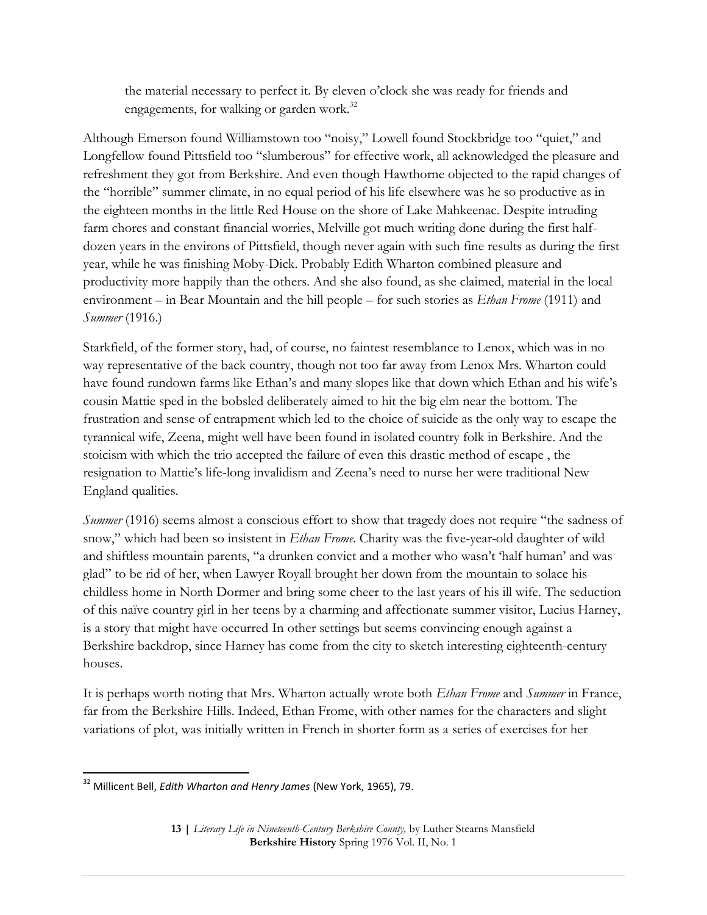the material necessary to perfect it. By eleven o'clock she was ready for friends and engagements, for walking or garden work.[32]

Although Emerson found Williamstown too "noisy," Lowell found Stockbridge too "quiet," and Longfellow found Pittsfield too "slumberous" for effective work, all acknowledged the pleasure and refreshment they got from Berkshire. And even though Hawthorne objected to the rapid changes of the "horrible" summer climate, in no equal period of his life elsewhere was he so productive as in the eighteen months in the little Red House on the shore of Lake Mahkeenac. Despite intruding farm chores and constant financial worries, Melville got much writing done during the first half-dozen years in the environs of Pittsfield, though never again with such fine results as during the first year, while he was finishing Moby-Dick. Probably Edith Wharton combined pleasure and productivity more happily than the others. And she also found, as she claimed, material in the local environment – in Bear Mountain and the hill people – for such stories as *Ethan Frome* (1911) and *Summer* (1916.)

Starkfield, of the former story, had, of course, no faintest resemblance to Lenox, which was in no way representative of the back country, though not too far away from Lenox Mrs. Wharton could have found rundown farms like Ethan's and many slopes like that down which Ethan and his wife's cousin Mattie sped in the bobsled deliberately aimed to hit the big elm near the bottom. The frustration and sense of entrapment which led to the choice of suicide as the only way to escape the tyrannical wife, Zeena, might well have been found in isolated country folk in Berkshire. And the stoicism with which the trio accepted the failure of even this drastic method of escape , the resignation to Mattie's life-long invalidism and Zeena's need to nurse her were traditional New England qualities.

*Summer* (1916) seems almost a conscious effort to show that tragedy does not require "the sadness of snow," which had been so insistent in *Ethan Frome*. Charity was the five-year-old daughter of wild and shiftless mountain parents, "a drunken convict and a mother who wasn't 'half human' and was glad" to be rid of her, when Lawyer Royall brought her down from the mountain to solace his childless home in North Dormer and bring some cheer to the last years of his ill wife. The seduction of this naïve country girl in her teens by a charming and affectionate summer visitor, Lucius Harney, is a story that might have occurred In other settings but seems convincing enough against a Berkshire backdrop, since Harney has come from the city to sketch interesting eighteenth-century houses.

It is perhaps worth noting that Mrs. Wharton actually wrote both *Ethan Frome* and *Summer* in France, far from the Berkshire Hills. Indeed, Ethan Frome, with other names for the characters and slight variations of plot, was initially written in French in shorter form as a series of exercises for her

[32] Millicent Bell, *Edith Wharton and Henry James* (New York, 1965), 79.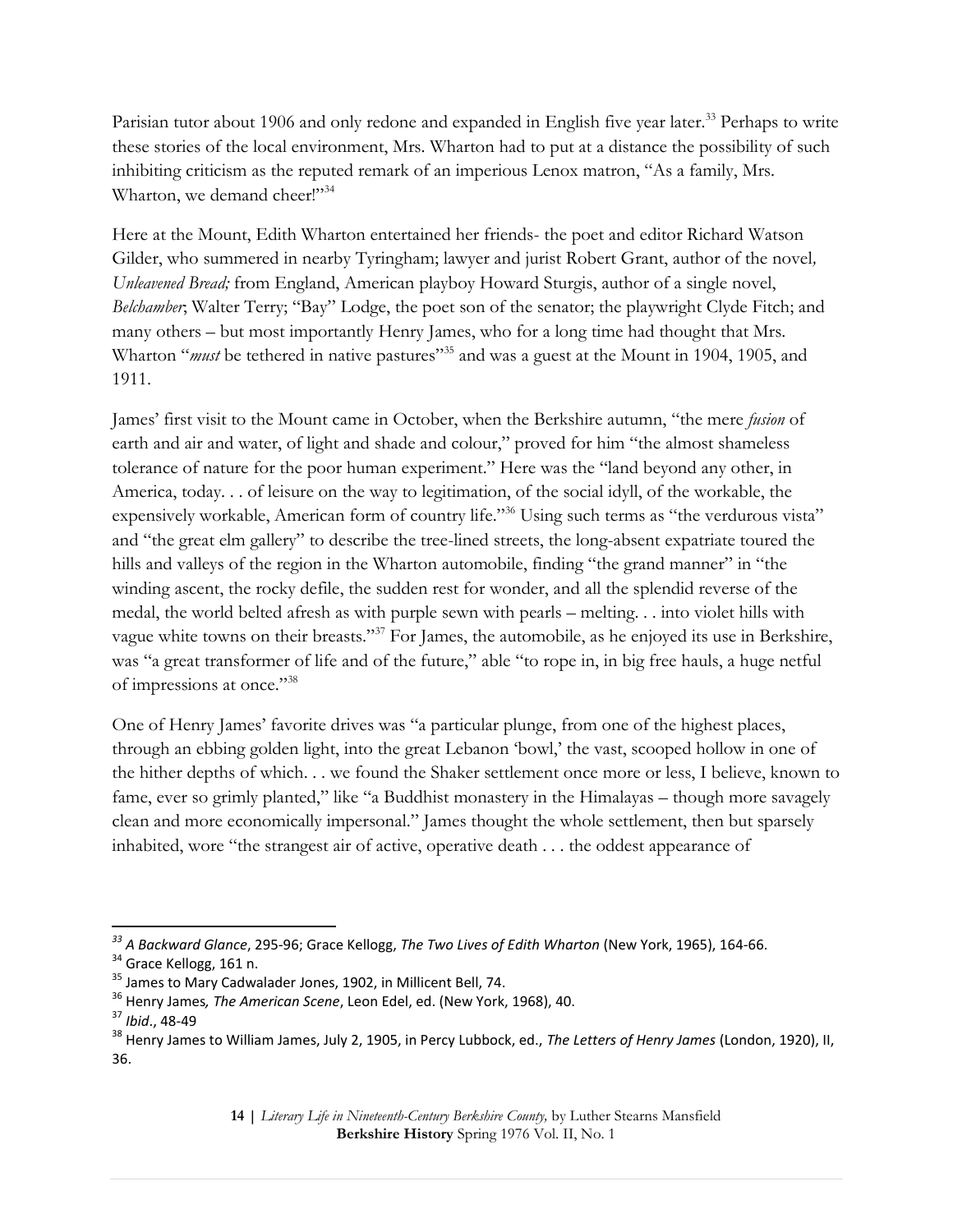Parisian tutor about 1906 and only redone and expanded in English five year later.[33] Perhaps to write these stories of the local environment, Mrs. Wharton had to put at a distance the possibility of such inhibiting criticism as the reputed remark of an imperious Lenox matron, "As a family, Mrs. Wharton, we demand cheer!"[34]

Here at the Mount, Edith Wharton entertained her friends- the poet and editor Richard Watson Gilder, who summered in nearby Tyringham; lawyer and jurist Robert Grant, author of the novel, *Unleavened Bread;* from England, American playboy Howard Sturgis, author of a single novel, *Belchamber*; Walter Terry; "Bay" Lodge, the poet son of the senator; the playwright Clyde Fitch; and many others – but most importantly Henry James, who for a long time had thought that Mrs. Wharton "*must* be tethered in native pastures"[35] and was a guest at the Mount in 1904, 1905, and 1911.

James' first visit to the Mount came in October, when the Berkshire autumn, "the mere *fusion* of earth and air and water, of light and shade and colour," proved for him "the almost shameless tolerance of nature for the poor human experiment." Here was the "land beyond any other, in America, today. . . of leisure on the way to legitimation, of the social idyll, of the workable, the expensively workable, American form of country life."[36] Using such terms as "the verdurous vista" and "the great elm gallery" to describe the tree-lined streets, the long-absent expatriate toured the hills and valleys of the region in the Wharton automobile, finding "the grand manner" in "the winding ascent, the rocky defile, the sudden rest for wonder, and all the splendid reverse of the medal, the world belted afresh as with purple sewn with pearls – melting. . . into violet hills with vague white towns on their breasts."[37] For James, the automobile, as he enjoyed its use in Berkshire, was "a great transformer of life and of the future," able "to rope in, in big free hauls, a huge netful of impressions at once."[38]

One of Henry James' favorite drives was "a particular plunge, from one of the highest places, through an ebbing golden light, into the great Lebanon 'bowl,' the vast, scooped hollow in one of the hither depths of which. . . we found the Shaker settlement once more or less, I believe, known to fame, ever so grimly planted," like "a Buddhist monastery in the Himalayas – though more savagely clean and more economically impersonal." James thought the whole settlement, then but sparsely inhabited, wore "the strangest air of active, operative death . . . the oddest appearance of

---

[33] *A Backward Glance*, 295-96; Grace Kellogg, *The Two Lives of Edith Wharton* (New York, 1965), 164-66.

[34] Grace Kellogg, 161 n.

[35] James to Mary Cadwalader Jones, 1902, in Millicent Bell, 74.

[36] Henry James*, The American Scene*, Leon Edel, ed. (New York, 1968), 40.

[37] *Ibid*., 48-49

[38] Henry James to William James, July 2, 1905, in Percy Lubbock, ed., *The Letters of Henry James* (London, 1920), II, 36.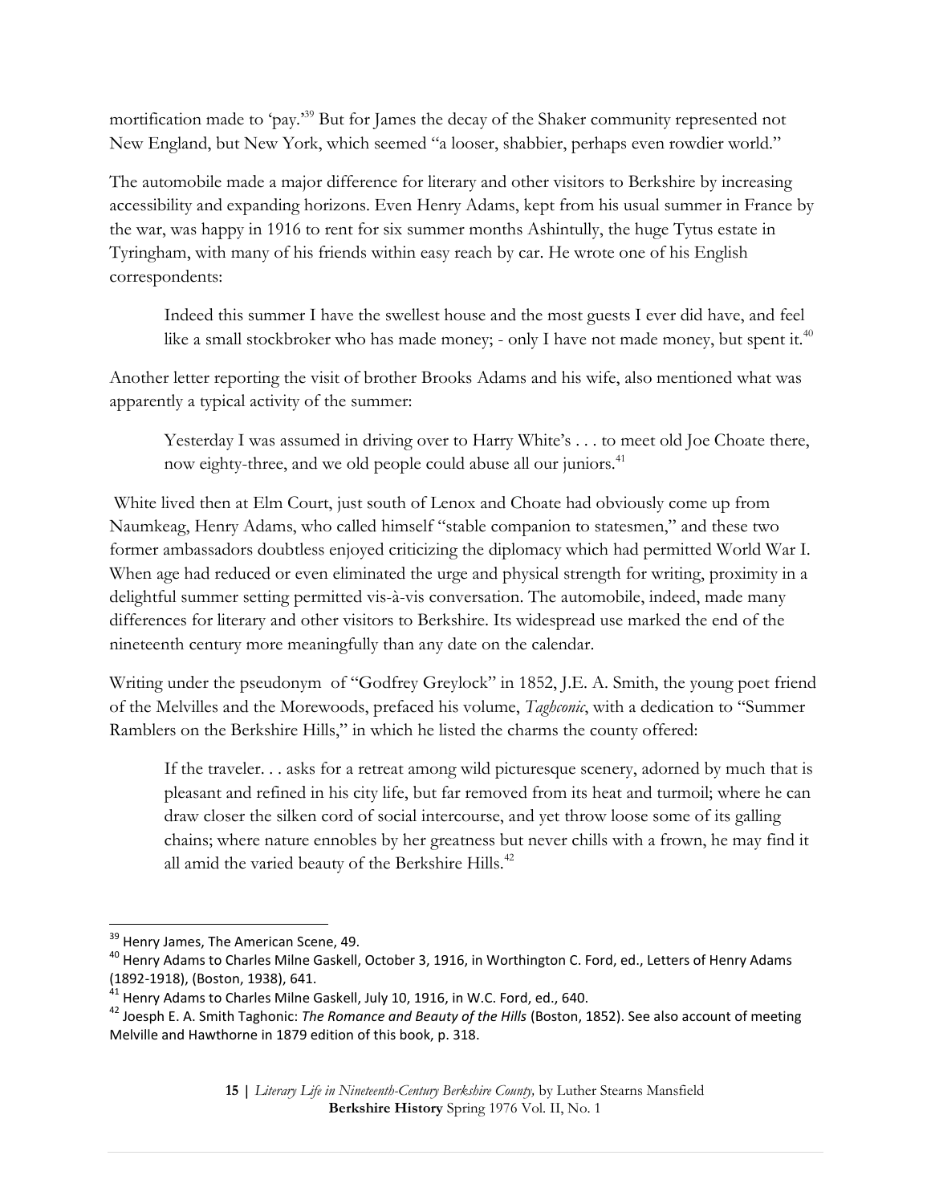mortification made to 'pay.'[39] But for James the decay of the Shaker community represented not New England, but New York, which seemed "a looser, shabbier, perhaps even rowdier world."

The automobile made a major difference for literary and other visitors to Berkshire by increasing accessibility and expanding horizons. Even Henry Adams, kept from his usual summer in France by the war, was happy in 1916 to rent for six summer months Ashintully, the huge Tytus estate in Tyringham, with many of his friends within easy reach by car. He wrote one of his English correspondents:

> Indeed this summer I have the swellest house and the most guests I ever did have, and feel like a small stockbroker who has made money; - only I have not made money, but spent it.[40]

Another letter reporting the visit of brother Brooks Adams and his wife, also mentioned what was apparently a typical activity of the summer:

> Yesterday I was assumed in driving over to Harry White's . . . to meet old Joe Choate there, now eighty-three, and we old people could abuse all our juniors.[41]

White lived then at Elm Court, just south of Lenox and Choate had obviously come up from Naumkeag, Henry Adams, who called himself "stable companion to statesmen," and these two former ambassadors doubtless enjoyed criticizing the diplomacy which had permitted World War I. When age had reduced or even eliminated the urge and physical strength for writing, proximity in a delightful summer setting permitted vis-à-vis conversation. The automobile, indeed, made many differences for literary and other visitors to Berkshire. Its widespread use marked the end of the nineteenth century more meaningfully than any date on the calendar.

Writing under the pseudonym of "Godfrey Greylock" in 1852, J.E. A. Smith, the young poet friend of the Melvilles and the Morewoods, prefaced his volume, *Taghconic*, with a dedication to "Summer Ramblers on the Berkshire Hills," in which he listed the charms the county offered:

> If the traveler. . . asks for a retreat among wild picturesque scenery, adorned by much that is pleasant and refined in his city life, but far removed from its heat and turmoil; where he can draw closer the silken cord of social intercourse, and yet throw loose some of its galling chains; where nature ennobles by her greatness but never chills with a frown, he may find it all amid the varied beauty of the Berkshire Hills.[42]

---

[39] Henry James, The American Scene, 49.

[40] Henry Adams to Charles Milne Gaskell, October 3, 1916, in Worthington C. Ford, ed., Letters of Henry Adams (1892-1918), (Boston, 1938), 641.

[41] Henry Adams to Charles Milne Gaskell, July 10, 1916, in W.C. Ford, ed., 640.

[42] Joesph E. A. Smith Taghonic: *The Romance and Beauty of the Hills* (Boston, 1852). See also account of meeting Melville and Hawthorne in 1879 edition of this book, p. 318.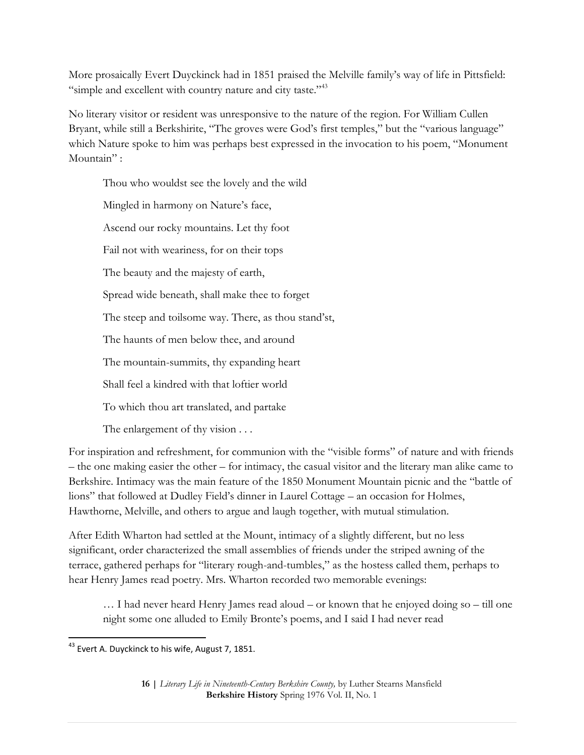More prosaically Evert Duyckinck had in 1851 praised the Melville family's way of life in Pittsfield: "simple and excellent with country nature and city taste."[43]

No literary visitor or resident was unresponsive to the nature of the region. For William Cullen Bryant, while still a Berkshirite, "The groves were God's first temples," but the "various language" which Nature spoke to him was perhaps best expressed in the invocation to his poem, "Monument Mountain" :

> Thou who wouldst see the lovely and the wild
>
> Mingled in harmony on Nature's face,
>
> Ascend our rocky mountains. Let thy foot
>
> Fail not with weariness, for on their tops
>
> The beauty and the majesty of earth,
>
> Spread wide beneath, shall make thee to forget
>
> The steep and toilsome way. There, as thou stand'st,
>
> The haunts of men below thee, and around
>
> The mountain-summits, thy expanding heart
>
> Shall feel a kindred with that loftier world
>
> To which thou art translated, and partake
>
> The enlargement of thy vision . . .

For inspiration and refreshment, for communion with the "visible forms" of nature and with friends – the one making easier the other – for intimacy, the casual visitor and the literary man alike came to Berkshire. Intimacy was the main feature of the 1850 Monument Mountain picnic and the "battle of lions" that followed at Dudley Field's dinner in Laurel Cottage – an occasion for Holmes, Hawthorne, Melville, and others to argue and laugh together, with mutual stimulation.

After Edith Wharton had settled at the Mount, intimacy of a slightly different, but no less significant, order characterized the small assemblies of friends under the striped awning of the terrace, gathered perhaps for "literary rough-and-tumbles," as the hostess called them, perhaps to hear Henry James read poetry. Mrs. Wharton recorded two memorable evenings:

> … I had never heard Henry James read aloud – or known that he enjoyed doing so – till one night some one alluded to Emily Bronte's poems, and I said I had never read

[43] Evert A. Duyckinck to his wife, August 7, 1851.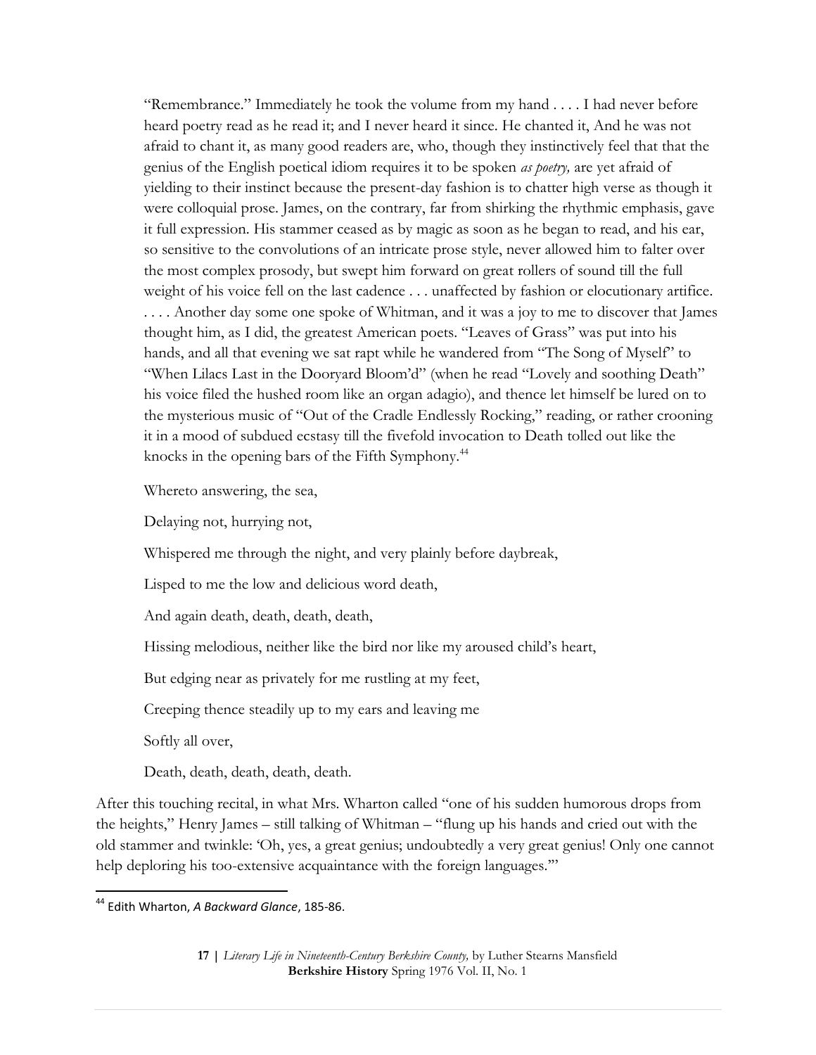"Remembrance." Immediately he took the volume from my hand . . . . I had never before heard poetry read as he read it; and I never heard it since. He chanted it, And he was not afraid to chant it, as many good readers are, who, though they instinctively feel that that the genius of the English poetical idiom requires it to be spoken *as poetry,* are yet afraid of yielding to their instinct because the present-day fashion is to chatter high verse as though it were colloquial prose. James, on the contrary, far from shirking the rhythmic emphasis, gave it full expression. His stammer ceased as by magic as soon as he began to read, and his ear, so sensitive to the convolutions of an intricate prose style, never allowed him to falter over the most complex prosody, but swept him forward on great rollers of sound till the full weight of his voice fell on the last cadence . . . unaffected by fashion or elocutionary artifice. . . . . Another day some one spoke of Whitman, and it was a joy to me to discover that James thought him, as I did, the greatest American poets. "Leaves of Grass" was put into his hands, and all that evening we sat rapt while he wandered from "The Song of Myself" to "When Lilacs Last in the Dooryard Bloom'd" (when he read "Lovely and soothing Death" his voice filed the hushed room like an organ adagio), and thence let himself be lured on to the mysterious music of "Out of the Cradle Endlessly Rocking," reading, or rather crooning it in a mood of subdued ecstasy till the fivefold invocation to Death tolled out like the knocks in the opening bars of the Fifth Symphony.[44]

Whereto answering, the sea,

Delaying not, hurrying not,

Whispered me through the night, and very plainly before daybreak,

Lisped to me the low and delicious word death,

And again death, death, death, death,

Hissing melodious, neither like the bird nor like my aroused child's heart,

But edging near as privately for me rustling at my feet,

Creeping thence steadily up to my ears and leaving me

Softly all over,

Death, death, death, death, death.

After this touching recital, in what Mrs. Wharton called "one of his sudden humorous drops from the heights," Henry James – still talking of Whitman – "flung up his hands and cried out with the old stammer and twinkle: 'Oh, yes, a great genius; undoubtedly a very great genius! Only one cannot help deploring his too-extensive acquaintance with the foreign languages.'"

[44] Edith Wharton, *A Backward Glance*, 185-86.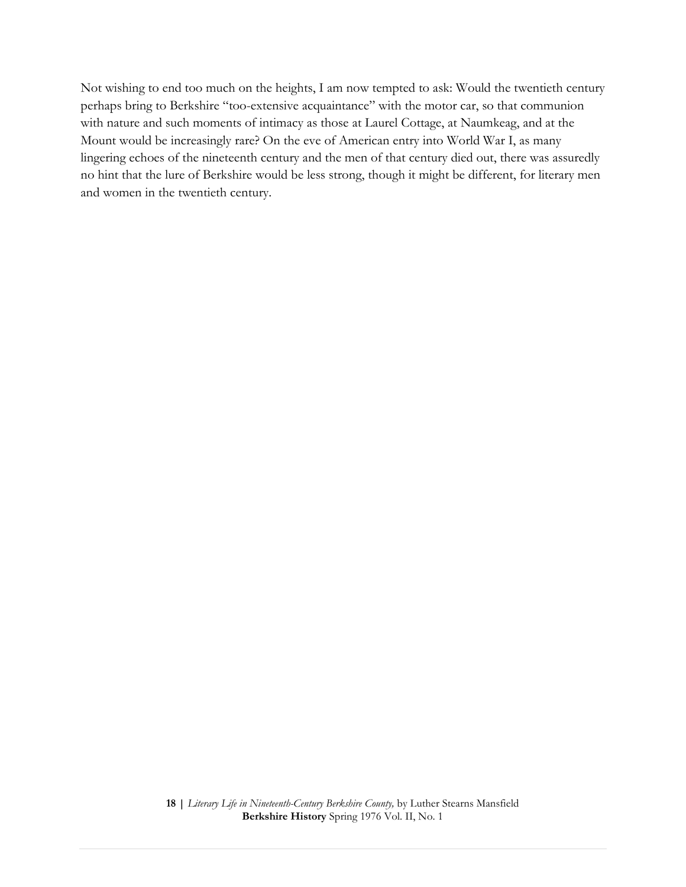Not wishing to end too much on the heights, I am now tempted to ask: Would the twentieth century perhaps bring to Berkshire "too-extensive acquaintance" with the motor car, so that communion with nature and such moments of intimacy as those at Laurel Cottage, at Naumkeag, and at the Mount would be increasingly rare? On the eve of American entry into World War I, as many lingering echoes of the nineteenth century and the men of that century died out, there was assuredly no hint that the lure of Berkshire would be less strong, though it might be different, for literary men and women in the twentieth century.